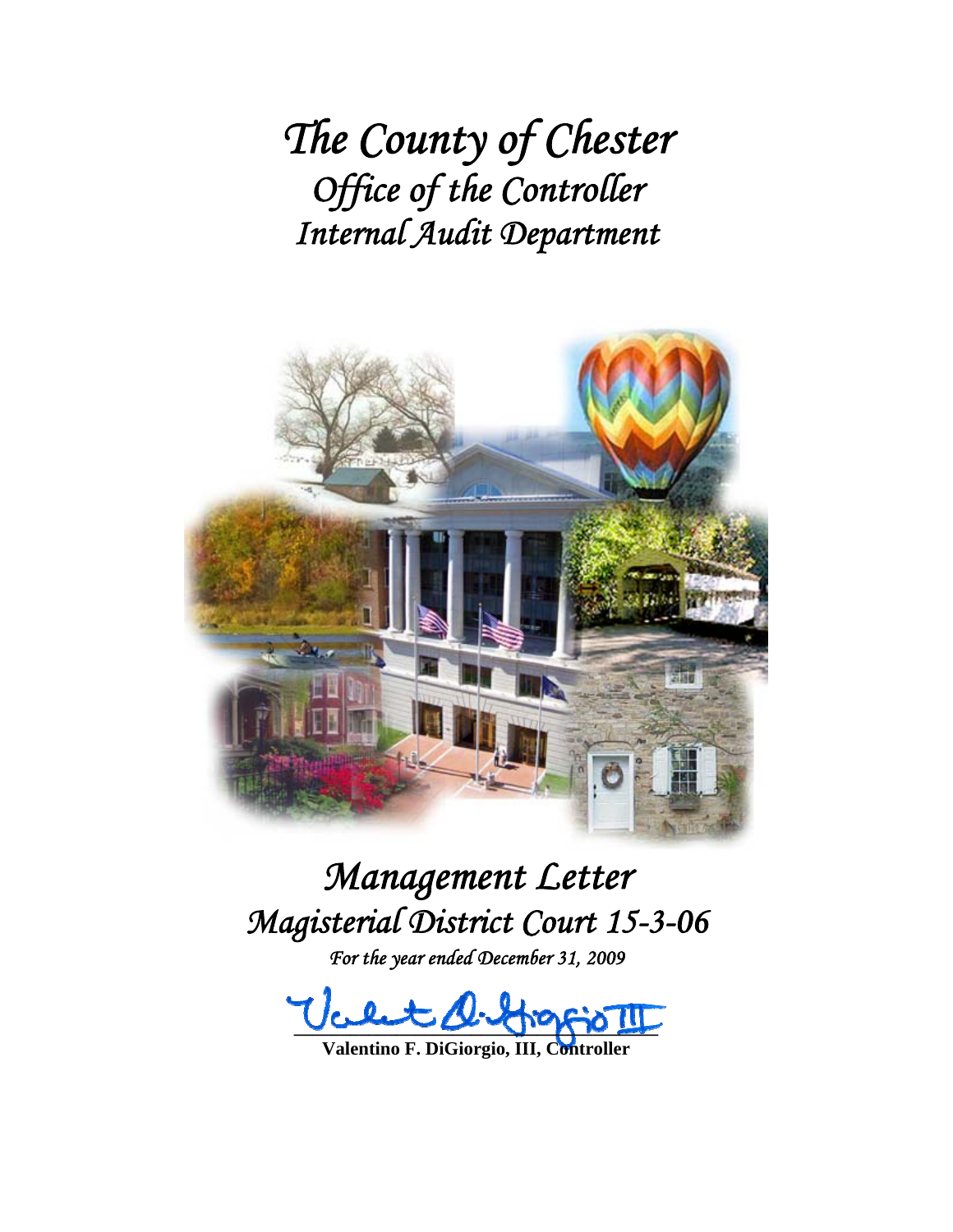# *The County of Chester*
## *Office of the Controller*
## *Internal Audit Department*

# *Management Letter*
## *Magisterial District Court 15-3-06*
*For the year ended December 31, 2009*

**Valentino F. DiGiorgio, III, Controller**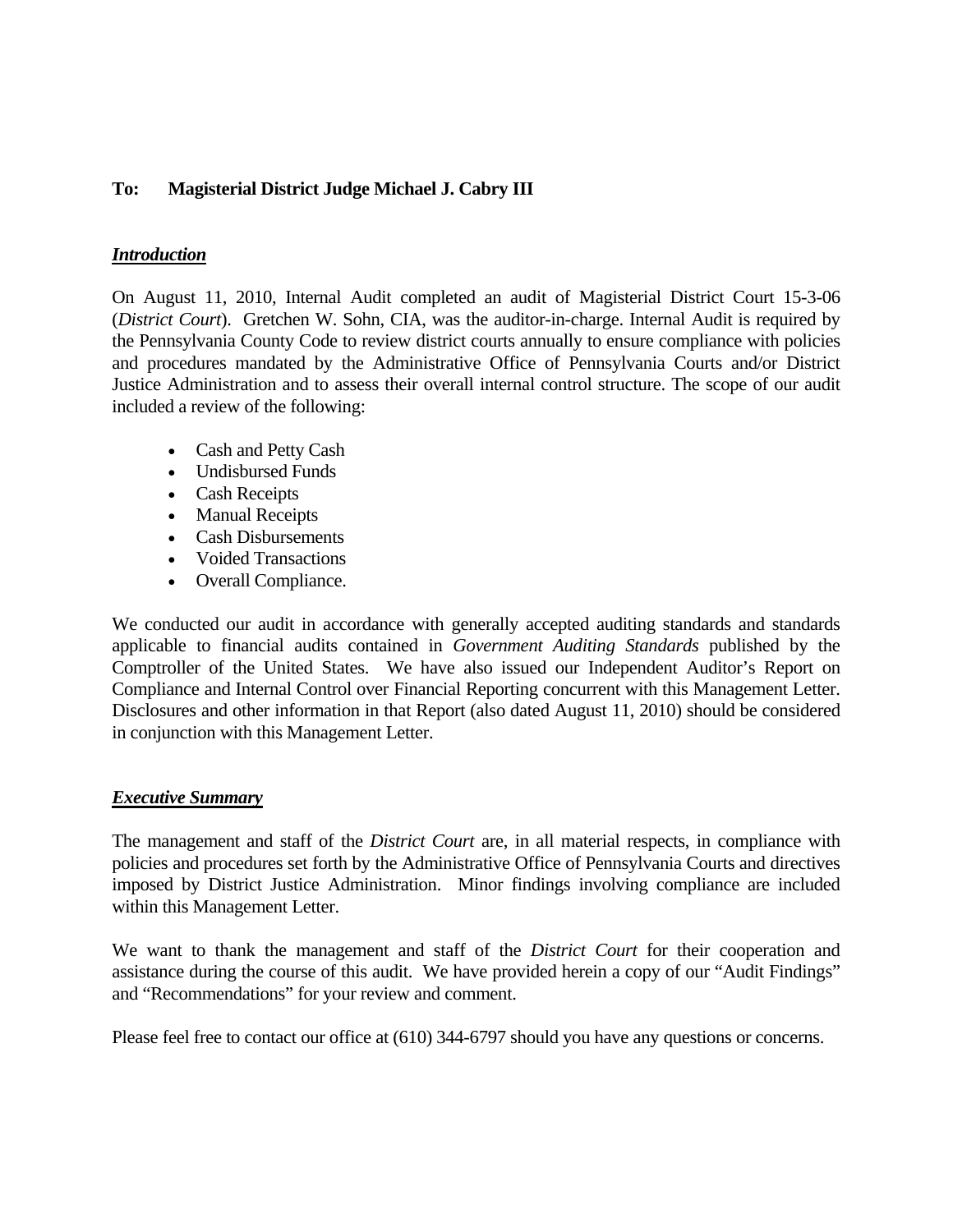**To: Magisterial District Judge Michael J. Cabry III**

***Introduction***

On August 11, 2010, Internal Audit completed an audit of Magisterial District Court 15-3-06 (*District Court*). Gretchen W. Sohn, CIA, was the auditor-in-charge. Internal Audit is required by the Pennsylvania County Code to review district courts annually to ensure compliance with policies and procedures mandated by the Administrative Office of Pennsylvania Courts and/or District Justice Administration and to assess their overall internal control structure. The scope of our audit included a review of the following:

- Cash and Petty Cash
- Undisbursed Funds
- Cash Receipts
- Manual Receipts
- Cash Disbursements
- Voided Transactions
- Overall Compliance.

We conducted our audit in accordance with generally accepted auditing standards and standards applicable to financial audits contained in *Government Auditing Standards* published by the Comptroller of the United States. We have also issued our Independent Auditor's Report on Compliance and Internal Control over Financial Reporting concurrent with this Management Letter. Disclosures and other information in that Report (also dated August 11, 2010) should be considered in conjunction with this Management Letter.

***Executive Summary***

The management and staff of the *District Court* are, in all material respects, in compliance with policies and procedures set forth by the Administrative Office of Pennsylvania Courts and directives imposed by District Justice Administration. Minor findings involving compliance are included within this Management Letter.

We want to thank the management and staff of the *District Court* for their cooperation and assistance during the course of this audit. We have provided herein a copy of our "Audit Findings" and "Recommendations" for your review and comment.

Please feel free to contact our office at (610) 344-6797 should you have any questions or concerns.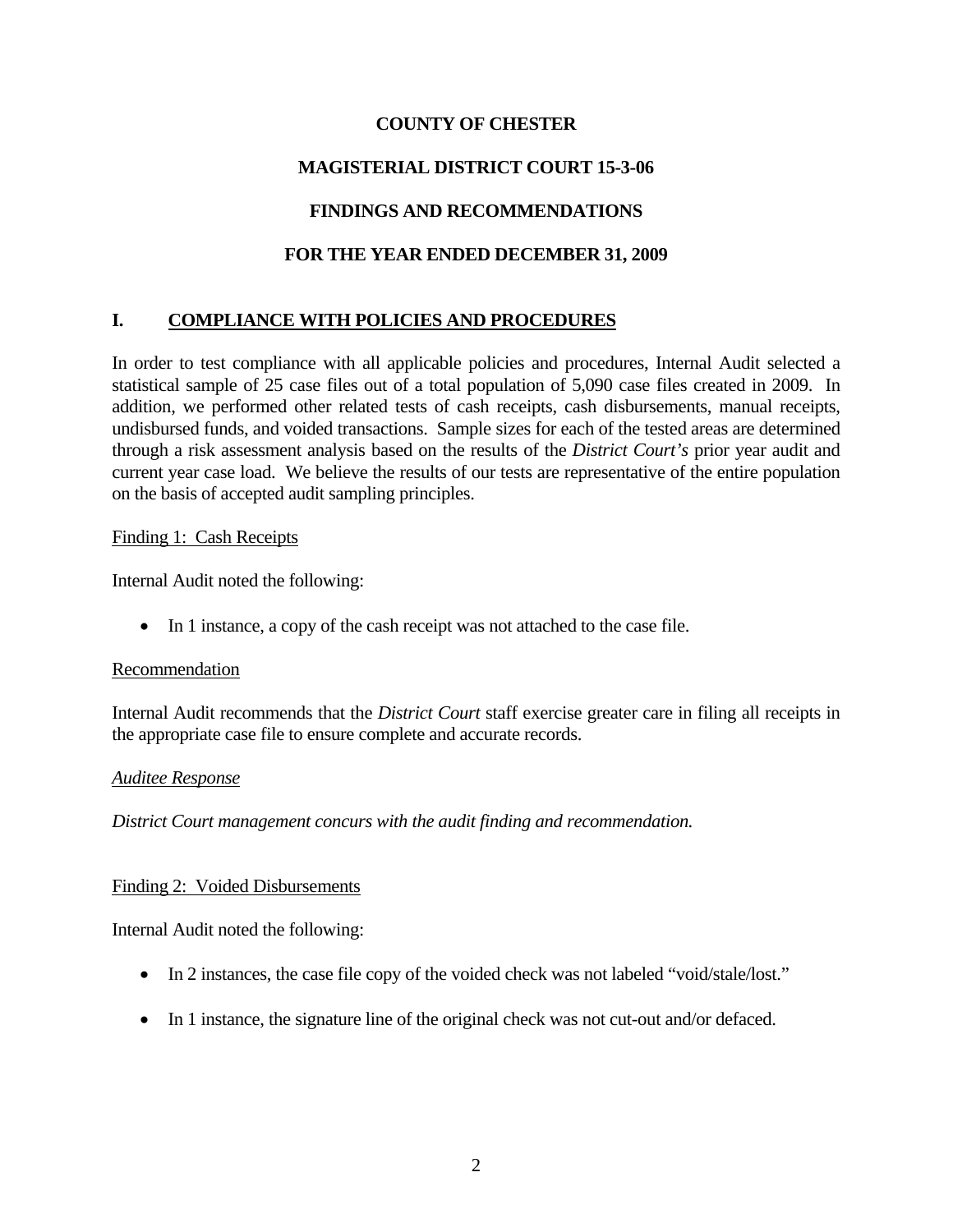**COUNTY OF CHESTER**

**MAGISTERIAL DISTRICT COURT 15-3-06**

**FINDINGS AND RECOMMENDATIONS**

**FOR THE YEAR ENDED DECEMBER 31, 2009**

## I. COMPLIANCE WITH POLICIES AND PROCEDURES

In order to test compliance with all applicable policies and procedures, Internal Audit selected a statistical sample of 25 case files out of a total population of 5,090 case files created in 2009. In addition, we performed other related tests of cash receipts, cash disbursements, manual receipts, undisbursed funds, and voided transactions. Sample sizes for each of the tested areas are determined through a risk assessment analysis based on the results of the *District Court's* prior year audit and current year case load. We believe the results of our tests are representative of the entire population on the basis of accepted audit sampling principles.

Finding 1: Cash Receipts

Internal Audit noted the following:

- In 1 instance, a copy of the cash receipt was not attached to the case file.

Recommendation

Internal Audit recommends that the *District Court* staff exercise greater care in filing all receipts in the appropriate case file to ensure complete and accurate records.

*Auditee Response*

*District Court management concurs with the audit finding and recommendation.*

Finding 2: Voided Disbursements

Internal Audit noted the following:

- In 2 instances, the case file copy of the voided check was not labeled "void/stale/lost."
- In 1 instance, the signature line of the original check was not cut-out and/or defaced.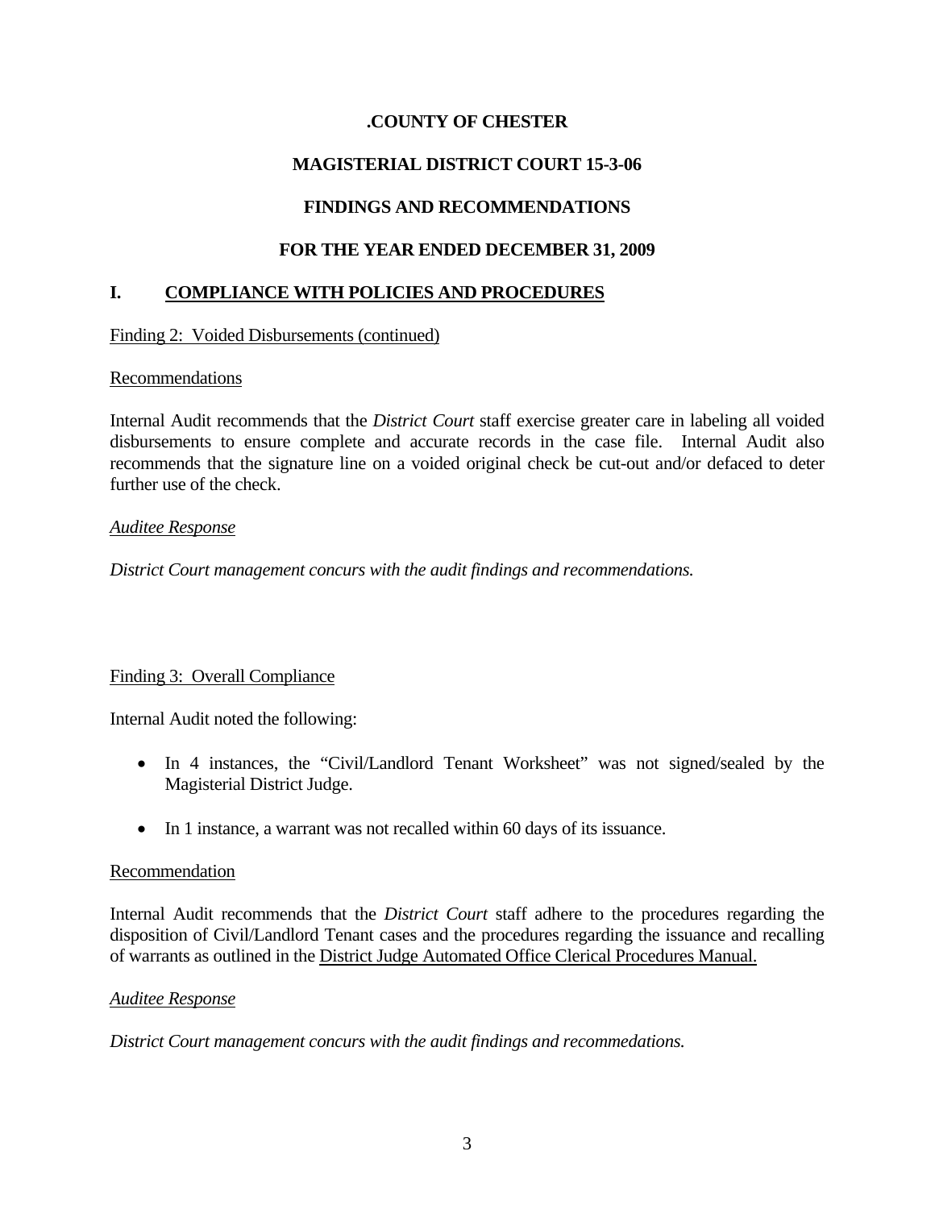**.COUNTY OF CHESTER**

**MAGISTERIAL DISTRICT COURT 15-3-06**

**FINDINGS AND RECOMMENDATIONS**

**FOR THE YEAR ENDED DECEMBER 31, 2009**

## I. COMPLIANCE WITH POLICIES AND PROCEDURES

Finding 2: Voided Disbursements (continued)

Recommendations

Internal Audit recommends that the *District Court* staff exercise greater care in labeling all voided disbursements to ensure complete and accurate records in the case file. Internal Audit also recommends that the signature line on a voided original check be cut-out and/or defaced to deter further use of the check.

*Auditee Response*

*District Court management concurs with the audit findings and recommendations.*

Finding 3: Overall Compliance

Internal Audit noted the following:

- In 4 instances, the "Civil/Landlord Tenant Worksheet" was not signed/sealed by the Magisterial District Judge.
- In 1 instance, a warrant was not recalled within 60 days of its issuance.

Recommendation

Internal Audit recommends that the *District Court* staff adhere to the procedures regarding the disposition of Civil/Landlord Tenant cases and the procedures regarding the issuance and recalling of warrants as outlined in the District Judge Automated Office Clerical Procedures Manual.

*Auditee Response*

*District Court management concurs with the audit findings and recommedations.*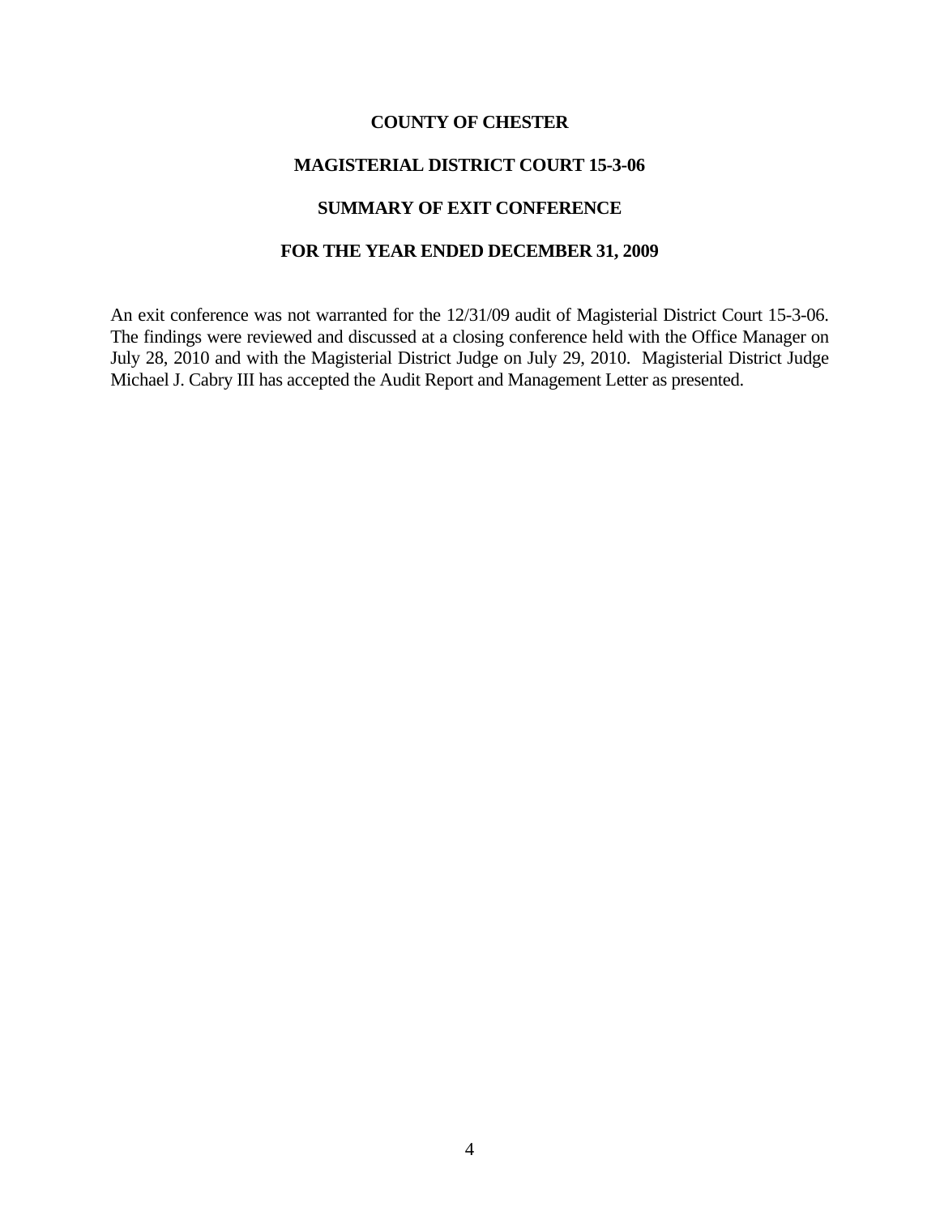**COUNTY OF CHESTER**

**MAGISTERIAL DISTRICT COURT 15-3-06**

**SUMMARY OF EXIT CONFERENCE**

**FOR THE YEAR ENDED DECEMBER 31, 2009**

An exit conference was not warranted for the 12/31/09 audit of Magisterial District Court 15-3-06. The findings were reviewed and discussed at a closing conference held with the Office Manager on July 28, 2010 and with the Magisterial District Judge on July 29, 2010. Magisterial District Judge Michael J. Cabry III has accepted the Audit Report and Management Letter as presented.